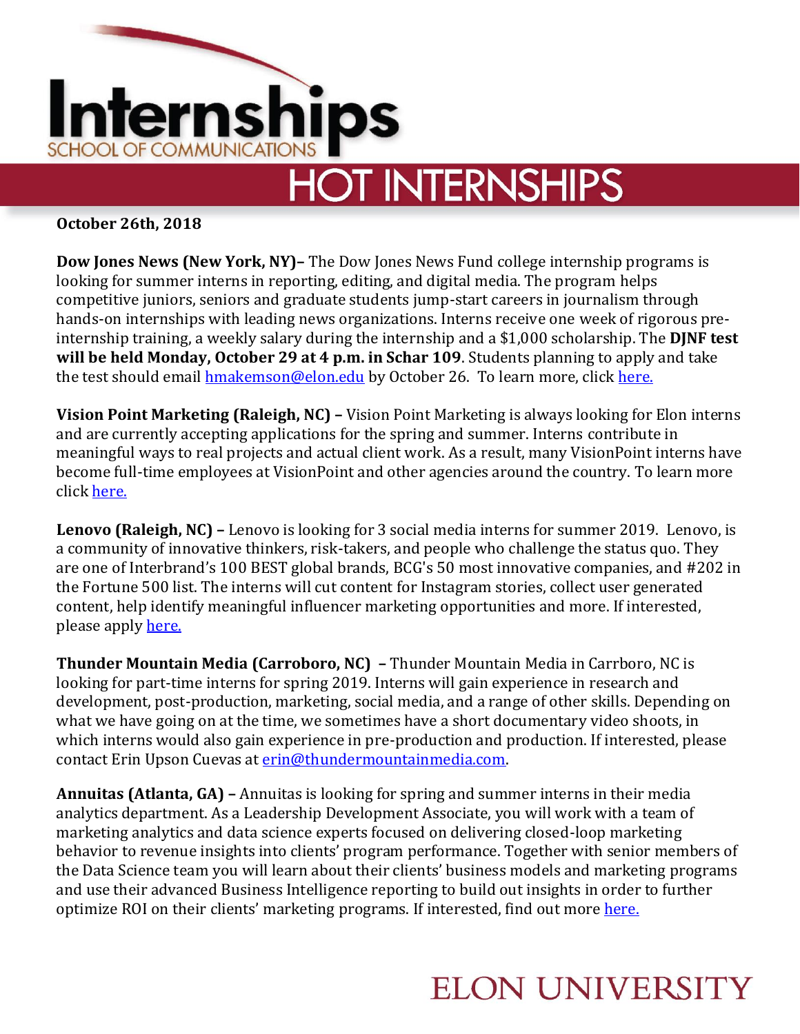# Internships

SCHOOL OF COMMUNICATIONS

## HOT INTERNSHIPS

**October 26th, 2018**

**Dow Jones News (New York, NY)–** The Dow Jones News Fund college internship programs is looking for summer interns in reporting, editing, and digital media. The program helps competitive juniors, seniors and graduate students jump-start careers in journalism through hands-on internships with leading news organizations. Interns receive one week of rigorous pre-internship training, a weekly salary during the internship and a $1,000 scholarship. The **DJNF test will be held Monday, October 29 at 4 p.m. in Schar 109**. Students planning to apply and take the test should email hmakemson@elon.edu by October 26. To learn more, click here.

**Vision Point Marketing (Raleigh, NC) –** Vision Point Marketing is always looking for Elon interns and are currently accepting applications for the spring and summer. Interns contribute in meaningful ways to real projects and actual client work. As a result, many VisionPoint interns have become full-time employees at VisionPoint and other agencies around the country. To learn more click here.

**Lenovo (Raleigh, NC) –** Lenovo is looking for 3 social media interns for summer 2019. Lenovo, is a community of innovative thinkers, risk-takers, and people who challenge the status quo. They are one of Interbrand's 100 BEST global brands, BCG's 50 most innovative companies, and #202 in the Fortune 500 list. The interns will cut content for Instagram stories, collect user generated content, help identify meaningful influencer marketing opportunities and more. If interested, please apply here.

**Thunder Mountain Media (Carroboro, NC) –** Thunder Mountain Media in Carrboro, NC is looking for part-time interns for spring 2019. Interns will gain experience in research and development, post-production, marketing, social media, and a range of other skills. Depending on what we have going on at the time, we sometimes have a short documentary video shoots, in which interns would also gain experience in pre-production and production. If interested, please contact Erin Upson Cuevas at erin@thundermountainmedia.com.

**Annuitas (Atlanta, GA) –** Annuitas is looking for spring and summer interns in their media analytics department. As a Leadership Development Associate, you will work with a team of marketing analytics and data science experts focused on delivering closed-loop marketing behavior to revenue insights into clients' program performance. Together with senior members of the Data Science team you will learn about their clients' business models and marketing programs and use their advanced Business Intelligence reporting to build out insights in order to further optimize ROI on their clients' marketing programs. If interested, find out more here.

ELON UNIVERSITY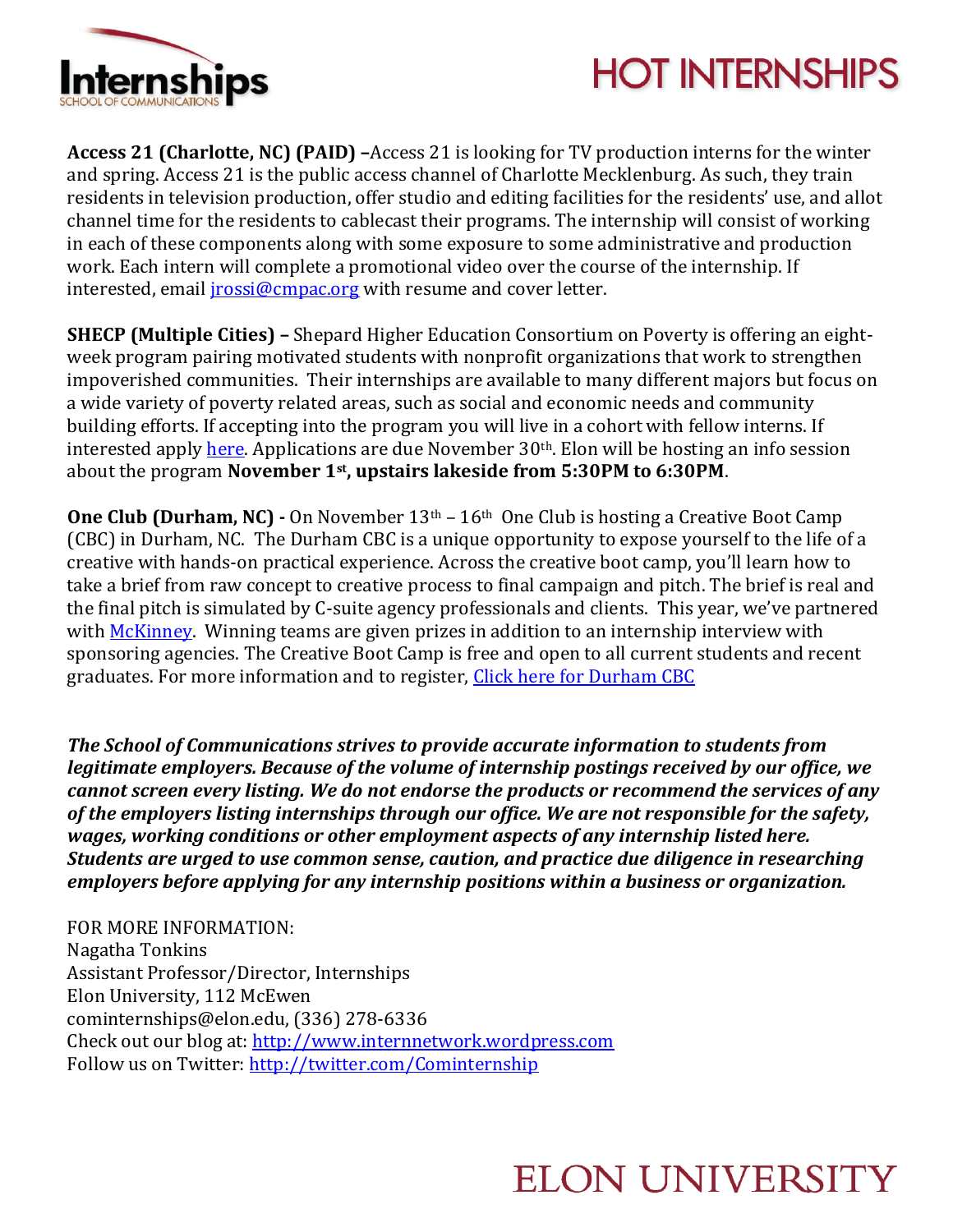**Access 21 (Charlotte, NC) (PAID) –**Access 21 is looking for TV production interns for the winter and spring. Access 21 is the public access channel of Charlotte Mecklenburg. As such, they train residents in television production, offer studio and editing facilities for the residents' use, and allot channel time for the residents to cablecast their programs. The internship will consist of working in each of these components along with some exposure to some administrative and production work. Each intern will complete a promotional video over the course of the internship. If interested, email jrossi@cmpac.org with resume and cover letter.

**SHECP (Multiple Cities) –** Shepard Higher Education Consortium on Poverty is offering an eight-week program pairing motivated students with nonprofit organizations that work to strengthen impoverished communities. Their internships are available to many different majors but focus on a wide variety of poverty related areas, such as social and economic needs and community building efforts. If accepting into the program you will live in a cohort with fellow interns. If interested apply here. Applications are due November 30th. Elon will be hosting an info session about the program **November 1st, upstairs lakeside from 5:30PM to 6:30PM**.

**One Club (Durham, NC) -** On November 13th – 16th One Club is hosting a Creative Boot Camp (CBC) in Durham, NC. The Durham CBC is a unique opportunity to expose yourself to the life of a creative with hands-on practical experience. Across the creative boot camp, you'll learn how to take a brief from raw concept to creative process to final campaign and pitch. The brief is real and the final pitch is simulated by C-suite agency professionals and clients. This year, we've partnered with McKinney. Winning teams are given prizes in addition to an internship interview with sponsoring agencies. The Creative Boot Camp is free and open to all current students and recent graduates. For more information and to register, Click here for Durham CBC

***The School of Communications strives to provide accurate information to students from legitimate employers. Because of the volume of internship postings received by our office, we cannot screen every listing. We do not endorse the products or recommend the services of any of the employers listing internships through our office. We are not responsible for the safety, wages, working conditions or other employment aspects of any internship listed here. Students are urged to use common sense, caution, and practice due diligence in researching employers before applying for any internship positions within a business or organization.***

FOR MORE INFORMATION:
Nagatha Tonkins
Assistant Professor/Director, Internships
Elon University, 112 McEwen
cominternships@elon.edu, (336) 278-6336
Check out our blog at: http://www.internnetwork.wordpress.com
Follow us on Twitter: http://twitter.com/Cominternship